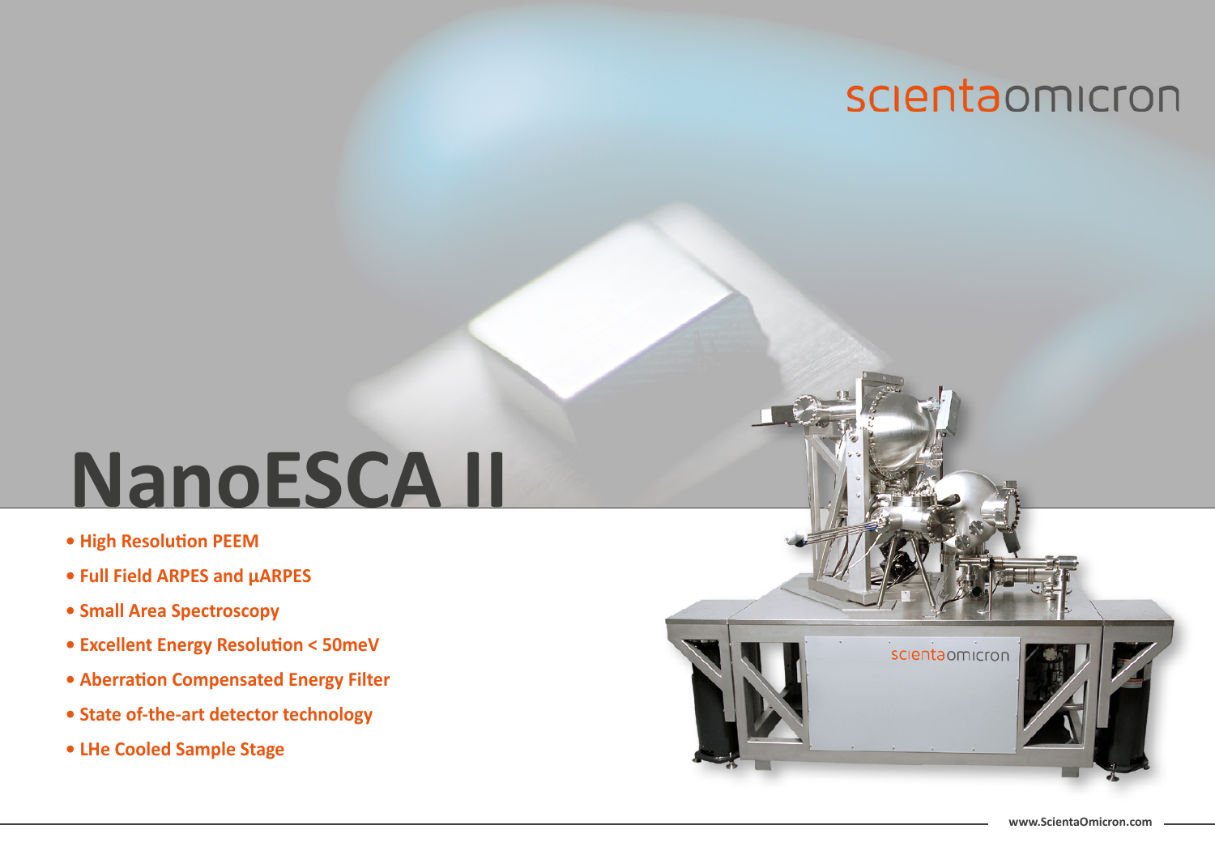scientaomicron

# NanoESCA II

- **High Resolution PEEM**
- **Full Field ARPES and µARPES**
- **Small Area Spectroscopy**
- **Excellent Energy Resolution < 50meV**
- **Aberration Compensated Energy Filter**
- **State of-the-art detector technology**
- **LHe Cooled Sample Stage**

www.ScientaOmicron.com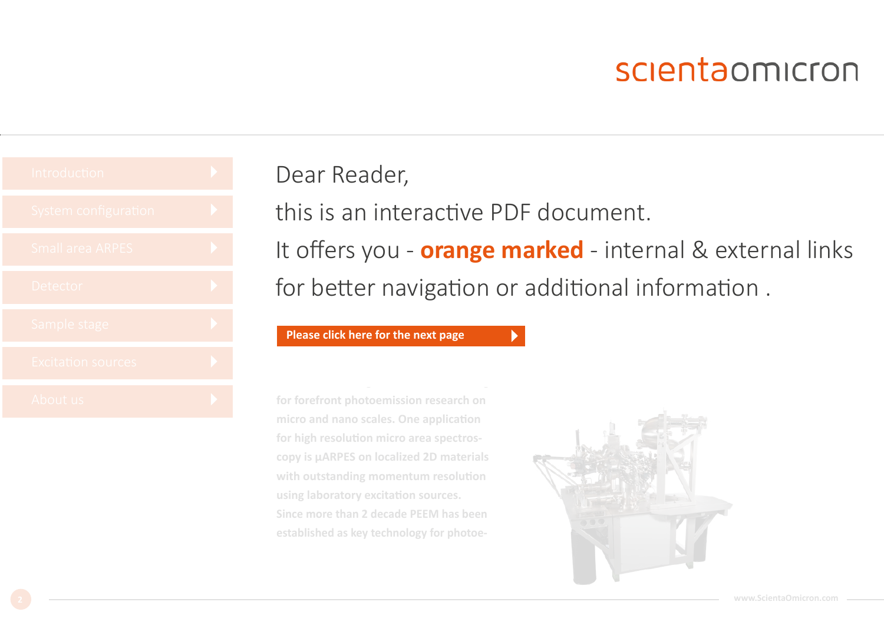- Introduction
- System configuration
- Small area ARPES
- Detector
- Sample stage
- Excitation sources
- About us

Dear Reader,

this is an interactive PDF document.

It offers you - **orange marked** - internal & external links for better navigation or additional information .

**Please click here for the next page**

for forefront photoemission research on micro and nano scales. One application for high resolution micro area spectroscopy is µARPES on localized 2D materials with outstanding momentum resolution using laboratory excitation sources. Since more than 2 decade PEEM has been established as key technology for photoe-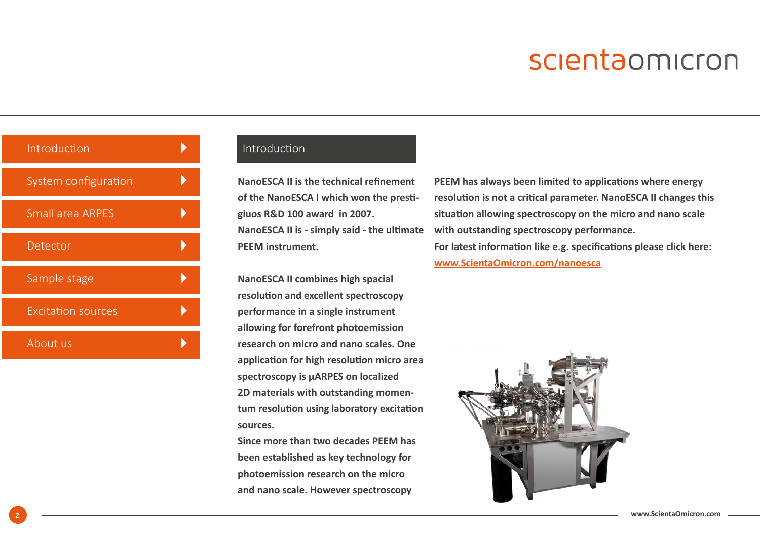- Introduction
- System configuration
- Small area ARPES
- Detector
- Sample stage
- Excitation sources
- About us

## Introduction

**NanoESCA II is the technical refinement of the NanoESCA I which won the prestigiuos R&D 100 award in 2007. NanoESCA II is - simply said - the ultimate PEEM instrument.**

**NanoESCA II combines high spacial resolution and excellent spectroscopy performance in a single instrument allowing for forefront photoemission research on micro and nano scales. One application for high resolution micro area spectroscopy is µARPES on localized 2D materials with outstanding momentum resolution using laboratory excitation sources.**
**Since more than two decades PEEM has been established as key technology for photoemission research on the micro and nano scale. However spectroscopy PEEM has always been limited to applications where energy resolution is not a critical parameter. NanoESCA II changes this situation allowing spectroscopy on the micro and nano scale with outstanding spectroscopy performance.**
**For latest information like e.g. specifications please click here: www.ScientaOmicron.com/nanoesca**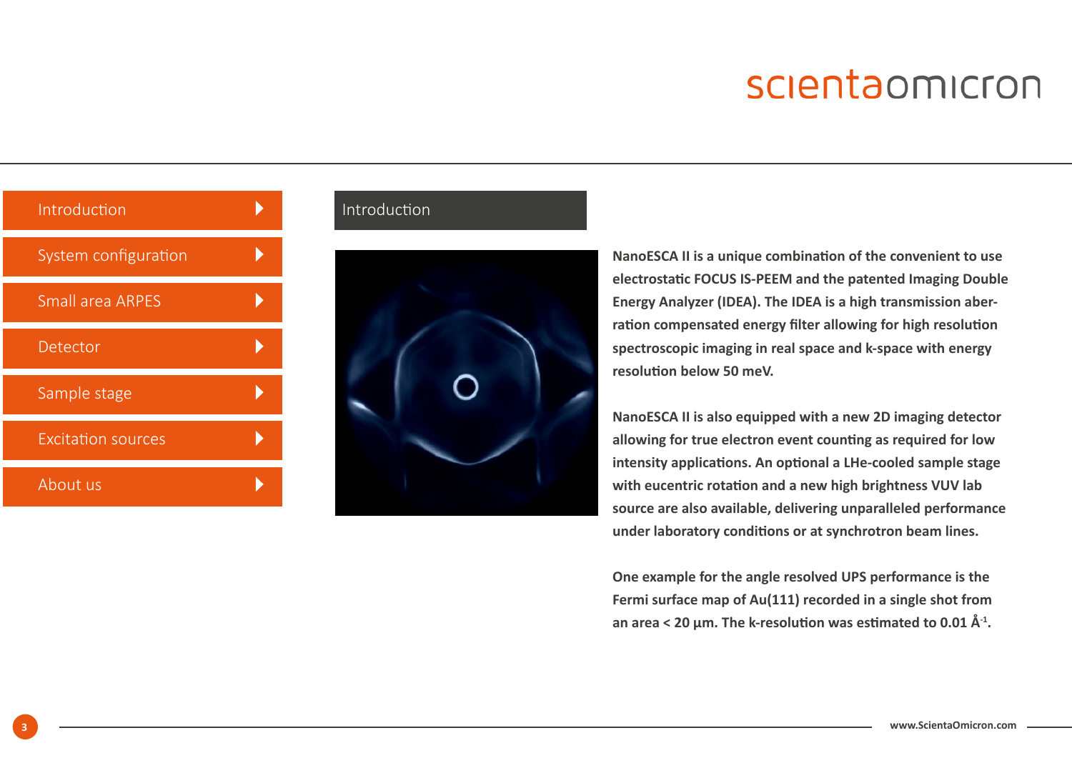scientaomicron

- Introduction
- System configuration
- Small area ARPES
- Detector
- Sample stage
- Excitation sources
- About us

## Introduction

**NanoESCA II is a unique combination of the convenient to use electrostatic FOCUS IS-PEEM and the patented Imaging Double Energy Analyzer (IDEA). The IDEA is a high transmission aberration compensated energy filter allowing for high resolution spectroscopic imaging in real space and k-space with energy resolution below 50 meV.**

**NanoESCA II is also equipped with a new 2D imaging detector allowing for true electron event counting as required for low intensity applications. An optional a LHe-cooled sample stage with eucentric rotation and a new high brightness VUV lab source are also available, delivering unparalleled performance under laboratory conditions or at synchrotron beam lines.**

**One example for the angle resolved UPS performance is the Fermi surface map of Au(111) recorded in a single shot from an area < 20 µm. The k-resolution was estimated to 0.01 $Å^{-1}$.**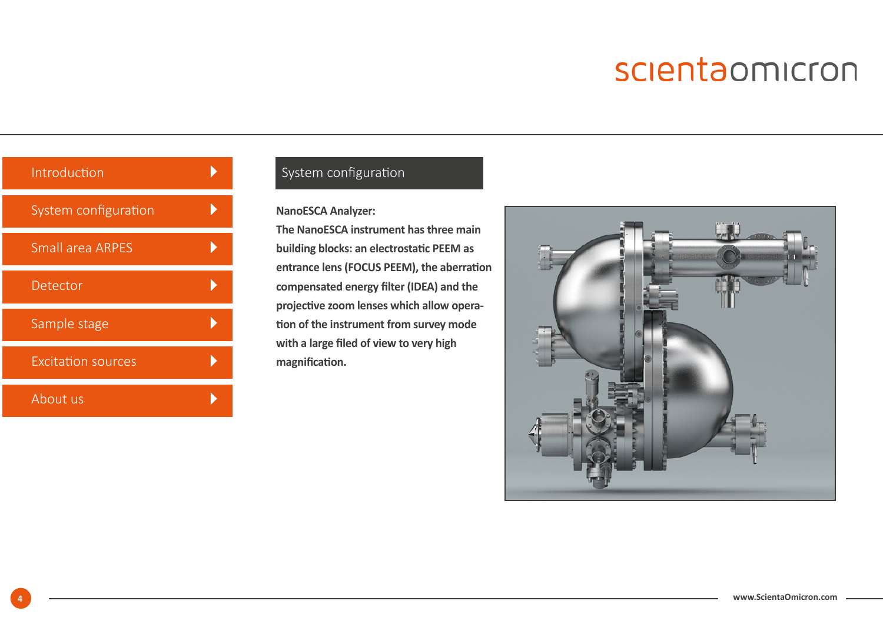- Introduction
- System configuration
- Small area ARPES
- Detector
- Sample stage
- Excitation sources
- About us

## System configuration

**NanoESCA Analyzer:**

**The NanoESCA instrument has three main building blocks: an electrostatic PEEM as entrance lens (FOCUS PEEM), the aberration compensated energy filter (IDEA) and the projective zoom lenses which allow operation of the instrument from survey mode with a large filed of view to very high magnification.**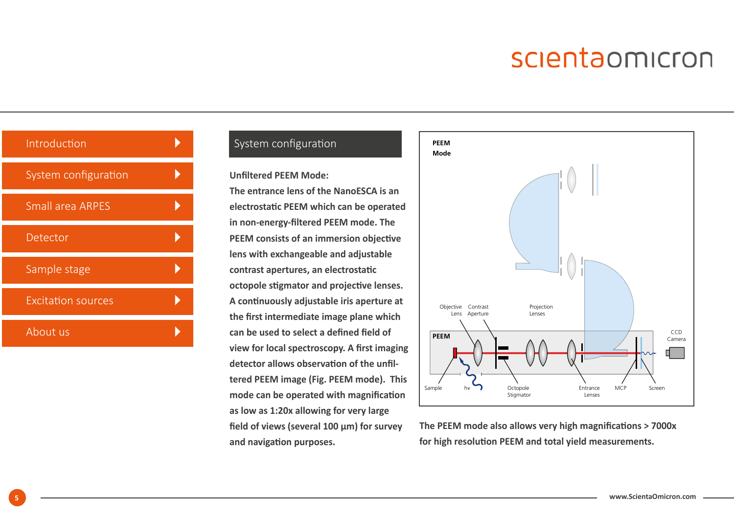## System configuration

**Unfiltered PEEM Mode:**

**The entrance lens of the NanoESCA is an electrostatic PEEM which can be operated in non-energy-filtered PEEM mode. The PEEM consists of an immersion objective lens with exchangeable and adjustable contrast apertures, an electrostatic octopole stigmator and projective lenses. A continuously adjustable iris aperture at the first intermediate image plane which can be used to select a defined field of view for local spectroscopy. A first imaging detector allows observation of the unfiltered PEEM image (Fig. PEEM mode). This mode can be operated with magnification as low as 1:20x allowing for very large field of views (several 100 µm) for survey and navigation purposes.**

PEEM Mode

Objective Lens, Contrast Aperture, Projection Lenses, PEEM, CCD Camera, Sample, hv, Octopole Stigmator, Entrance Lenses, MCP, Screen

**The PEEM mode also allows very high magnifications > 7000x for high resolution PEEM and total yield measurements.**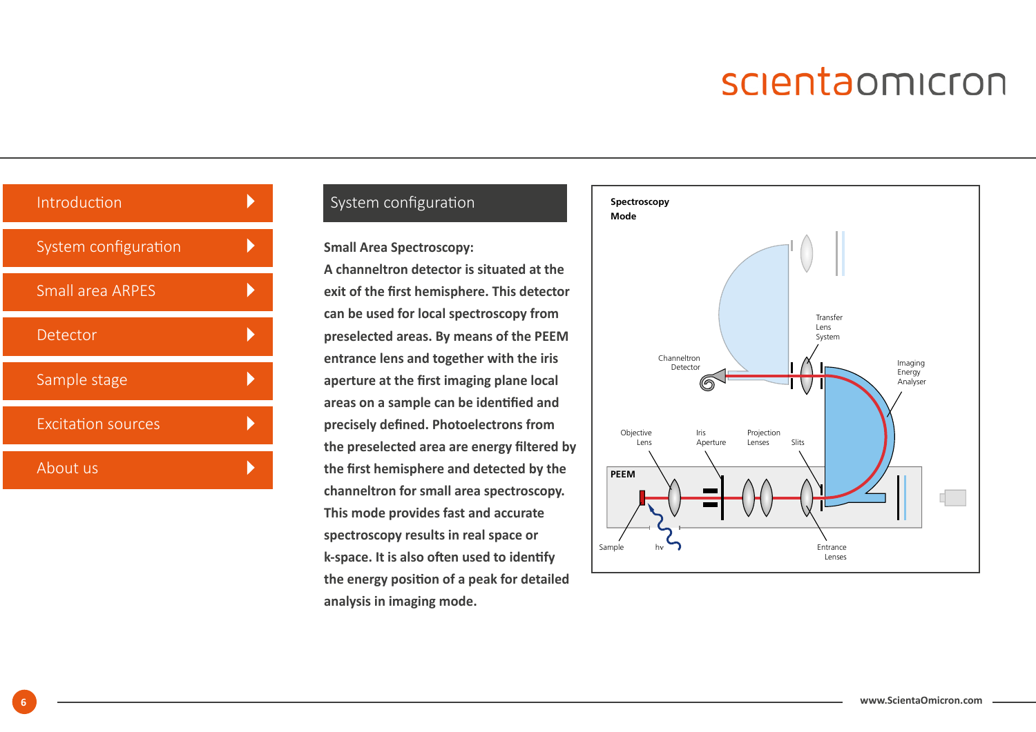## System configuration

**Small Area Spectroscopy:**

**A channeltron detector is situated at the exit of the first hemisphere. This detector can be used for local spectroscopy from preselected areas. By means of the PEEM entrance lens and together with the iris aperture at the first imaging plane local areas on a sample can be identified and precisely defined. Photoelectrons from the preselected area are energy filtered by the first hemisphere and detected by the channeltron for small area spectroscopy. This mode provides fast and accurate spectroscopy results in real space or k-space. It is also often used to identify the energy position of a peak for detailed analysis in imaging mode.**

**Spectroscopy Mode**

Transfer Lens System

Channeltron Detector

Imaging Energy Analyser

Objective Lens

Iris Aperture

Projection Lenses

Slits

**PEEM**

Sample

hv

Entrance Lenses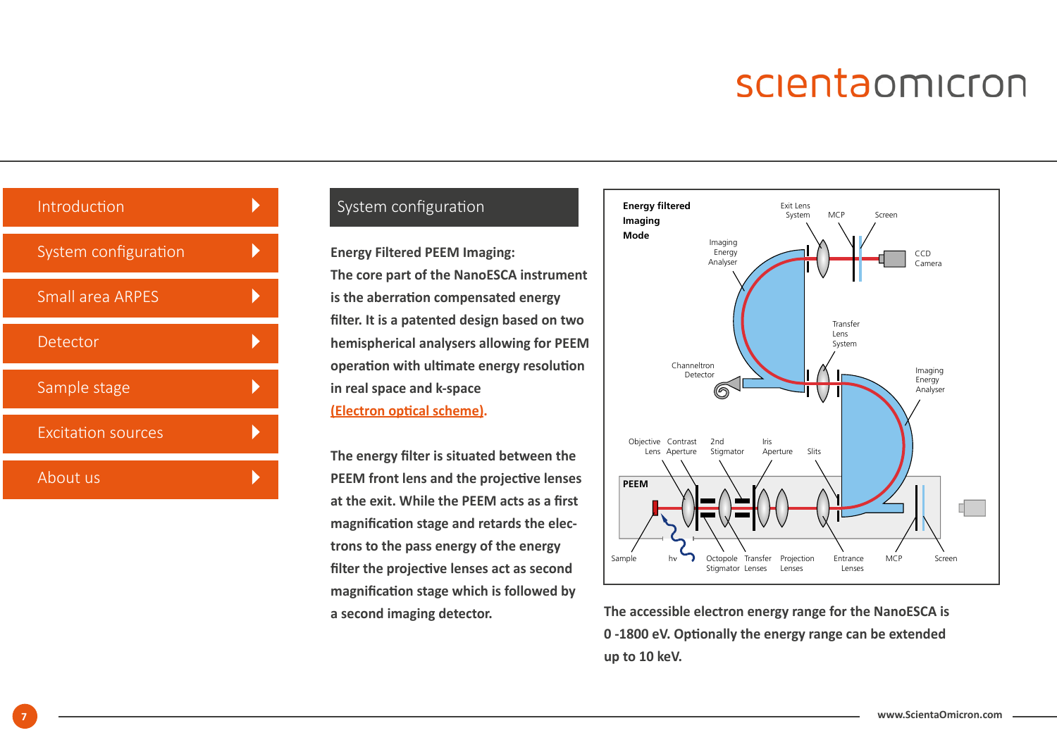## System configuration

**Energy Filtered PEEM Imaging:**
**The core part of the NanoESCA instrument is the aberration compensated energy filter. It is a patented design based on two hemispherical analysers allowing for PEEM operation with ultimate energy resolution in real space and k-space (Electron optical scheme).**

**The energy filter is situated between the PEEM front lens and the projective lenses at the exit. While the PEEM acts as a first magnification stage and retards the electrons to the pass energy of the energy filter the projective lenses act as second magnification stage which is followed by a second imaging detector.**

**The accessible electron energy range for the NanoESCA is 0 -1800 eV. Optionally the energy range can be extended up to 10 keV.**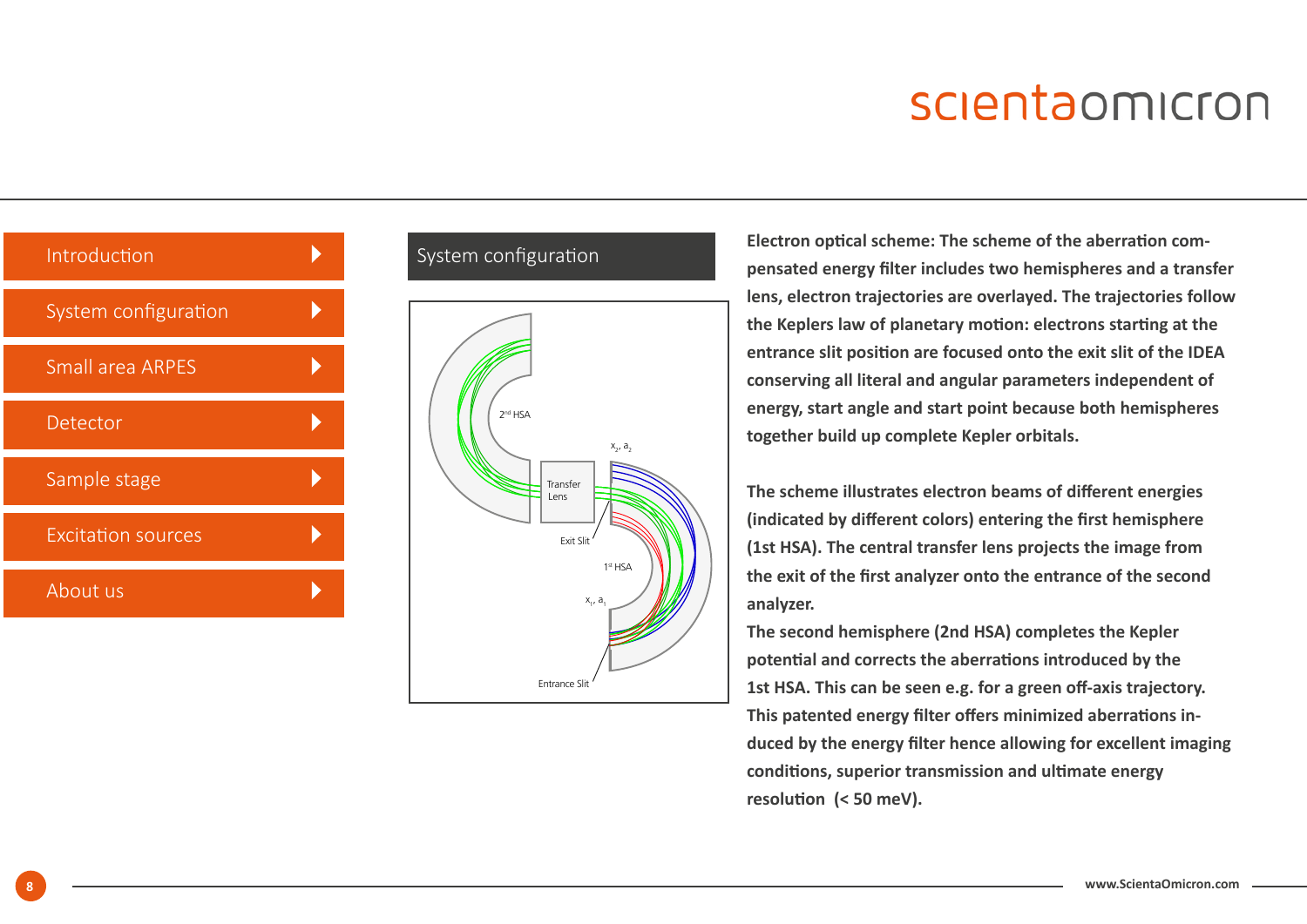## System configuration

**Electron optical scheme: The scheme of the aberration compensated energy filter includes two hemispheres and a transfer lens, electron trajectories are overlayed. The trajectories follow the Keplers law of planetary motion: electrons starting at the entrance slit position are focused onto the exit slit of the IDEA conserving all literal and angular parameters independent of energy, start angle and start point because both hemispheres together build up complete Kepler orbitals.**

**The scheme illustrates electron beams of different energies (indicated by different colors) entering the first hemisphere (1st HSA). The central transfer lens projects the image from the exit of the first analyzer onto the entrance of the second analyzer.**

**The second hemisphere (2nd HSA) completes the Kepler potential and corrects the aberrations introduced by the 1st HSA. This can be seen e.g. for a green off-axis trajectory. This patented energy filter offers minimized aberrations induced by the energy filter hence allowing for excellent imaging conditions, superior transmission and ultimate energy resolution (< 50 meV).**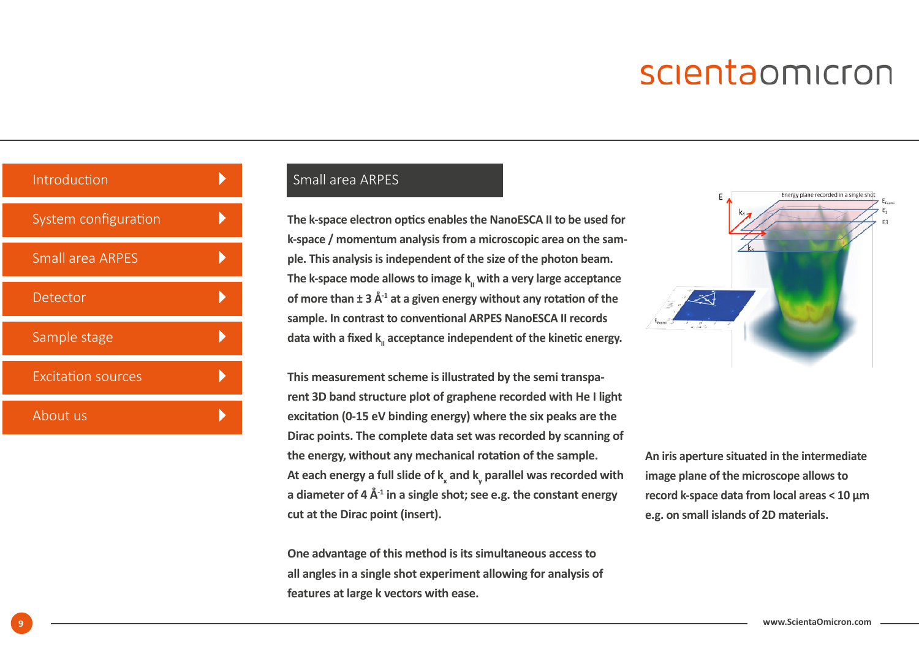## Small area ARPES

The k-space electron optics enables the NanoESCA II to be used for k-space / momentum analysis from a microscopic area on the sample. This analysis is independent of the size of the photon beam. The k-space mode allows to image $k_{\parallel}$ with a very large acceptance of more than ± 3 $Å^{-1}$ at a given energy without any rotation of the sample. In contrast to conventional ARPES NanoESCA II records data with a fixed $k_{\parallel}$ acceptance independent of the kinetic energy.

This measurement scheme is illustrated by the semi transparent 3D band structure plot of graphene recorded with He I light excitation (0-15 eV binding energy) where the six peaks are the Dirac points. The complete data set was recorded by scanning of the energy, without any mechanical rotation of the sample. At each energy a full slide of $k_x$ and $k_y$ parallel was recorded with a diameter of 4 $Å^{-1}$ in a single shot; see e.g. the constant energy cut at the Dirac point (insert).

One advantage of this method is its simultaneous access to all angles in a single shot experiment allowing for analysis of features at large k vectors with ease.

An iris aperture situated in the intermediate image plane of the microscope allows to record k-space data from local areas < 10 µm e.g. on small islands of 2D materials.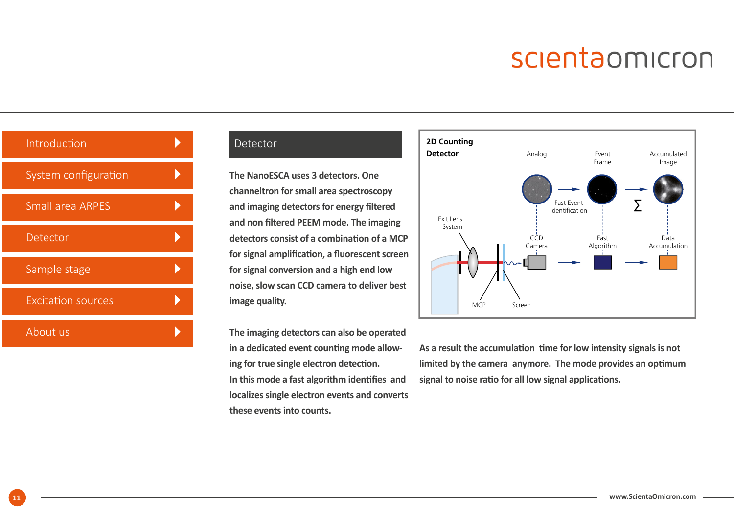# Detector

The NanoESCA uses 3 detectors. One channeltron for small area spectroscopy and imaging detectors for energy filtered and non filtered PEEM mode. The imaging detectors consist of a combination of a MCP for signal amplification, a fluorescent screen for signal conversion and a high end low noise, slow scan CCD camera to deliver best image quality.

The imaging detectors can also be operated in a dedicated event counting mode allowing for true single electron detection. In this mode a fast algorithm identifies and localizes single electron events and converts these events into counts.

**2D Counting Detector**

Analog — Fast Event Identification → Event Frame → Σ → Accumulated Image

Exit Lens System, MCP, Screen, CCD Camera → Fast Algorithm → Data Accumulation

As a result the accumulation time for low intensity signals is not limited by the camera anymore. The mode provides an optimum signal to noise ratio for all low signal applications.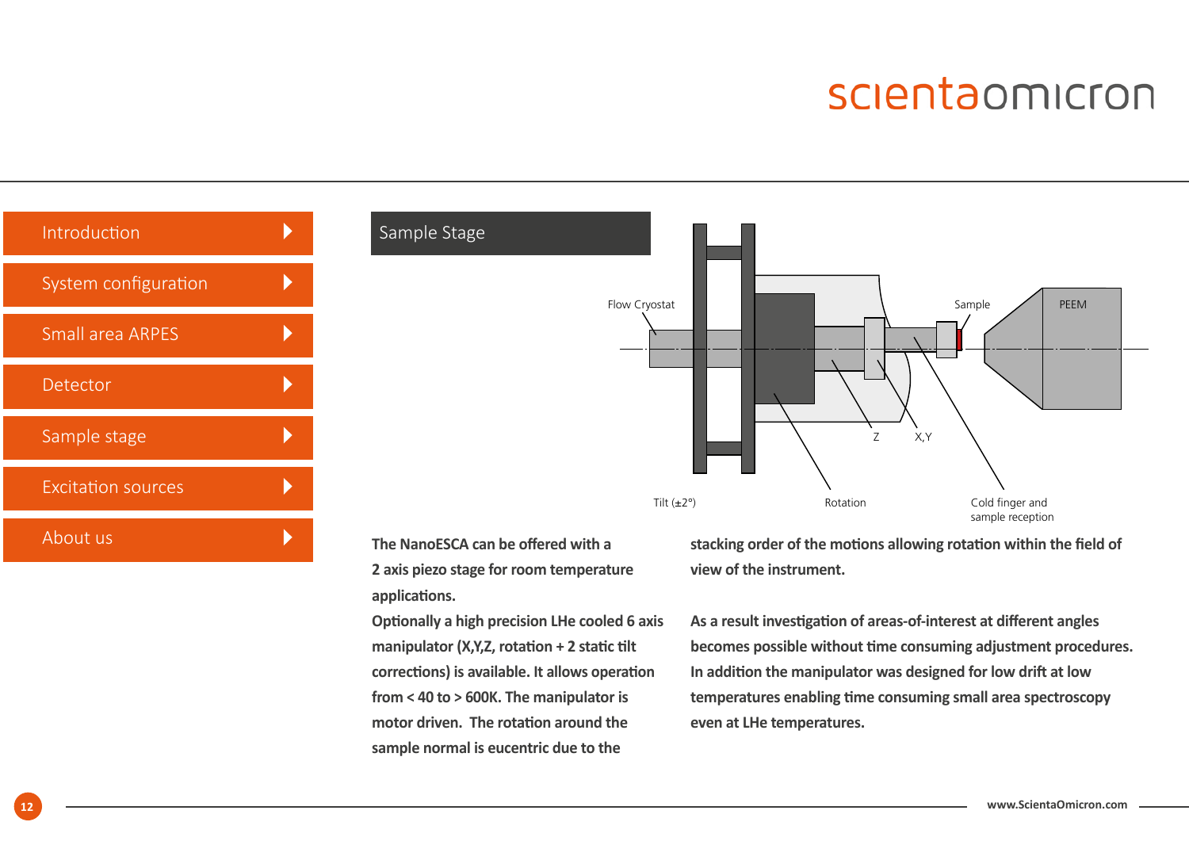## Sample Stage

The NanoESCA can be offered with a 2 axis piezo stage for room temperature applications.

Optionally a high precision LHe cooled 6 axis manipulator (X,Y,Z, rotation + 2 static tilt corrections) is available. It allows operation from < 40 to > 600K. The manipulator is motor driven. The rotation around the sample normal is eucentric due to the stacking order of the motions allowing rotation within the field of view of the instrument.

As a result investigation of areas-of-interest at different angles becomes possible without time consuming adjustment procedures. In addition the manipulator was designed for low drift at low temperatures enabling time consuming small area spectroscopy even at LHe temperatures.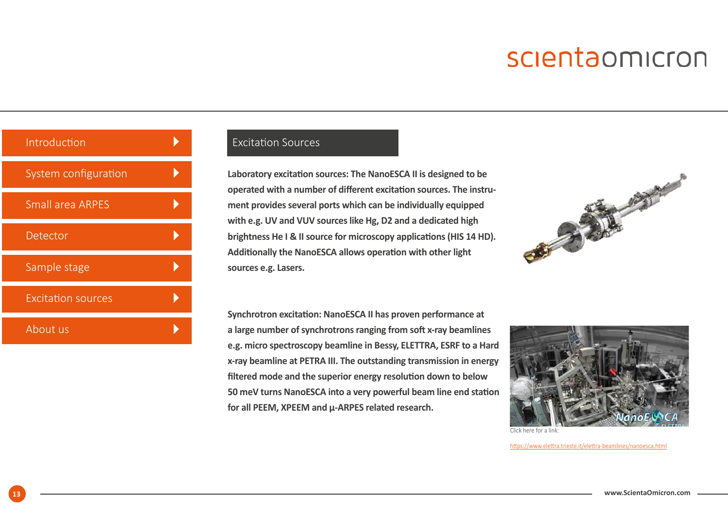## Excitation Sources

**Laboratory excitation sources: The NanoESCA II is designed to be operated with a number of different excitation sources. The instrument provides several ports which can be individually equipped with e.g. UV and VUV sources like Hg, D2 and a dedicated high brightness He I & II source for microscopy applications (HIS 14 HD). Additionally the NanoESCA allows operation with other light sources e.g. Lasers.**

**Synchrotron excitation: NanoESCA II has proven performance at a large number of synchrotrons ranging from soft x-ray beamlines e.g. micro spectroscopy beamline in Bessy, ELETTRA, ESRF to a Hard x-ray beamline at PETRA III. The outstanding transmission in energy filtered mode and the superior energy resolution down to below 50 meV turns NanoESCA into a very powerful beam line end station for all PEEM, XPEEM and µ-ARPES related research.**

Click here for a link:

https://www.elettra.trieste.it/elettra-beamlines/nanoesca.html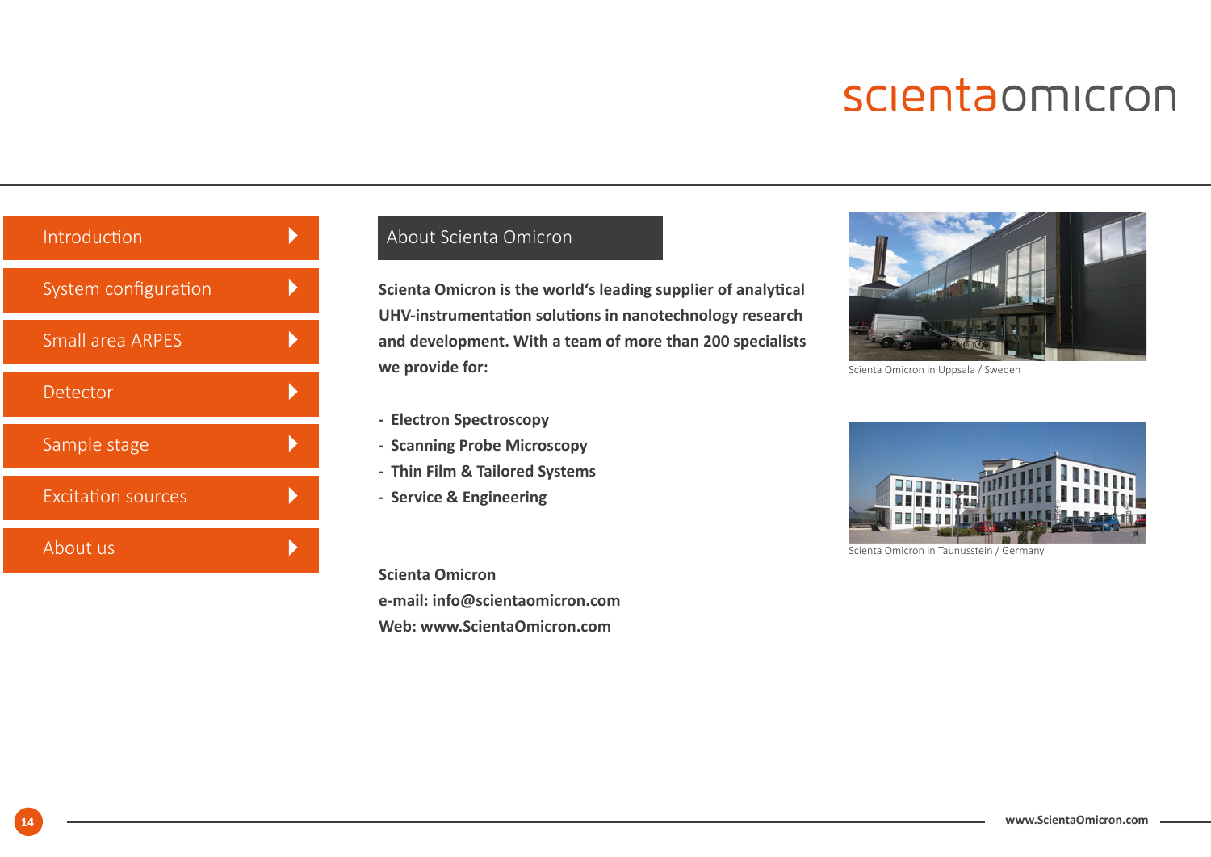scientaomicron

- Introduction
- System configuration
- Small area ARPES
- Detector
- Sample stage
- Excitation sources
- About us

## About Scienta Omicron

**Scienta Omicron is the world's leading supplier of analytical UHV-instrumentation solutions in nanotechnology research and development. With a team of more than 200 specialists we provide for:**

- **Electron Spectroscopy**
- **Scanning Probe Microscopy**
- **Thin Film & Tailored Systems**
- **Service & Engineering**

**Scienta Omicron**
**e-mail: info@scientaomicron.com**
**Web: www.ScientaOmicron.com**

Scienta Omicron in Uppsala / Sweden

Scienta Omicron in Taunusstein / Germany